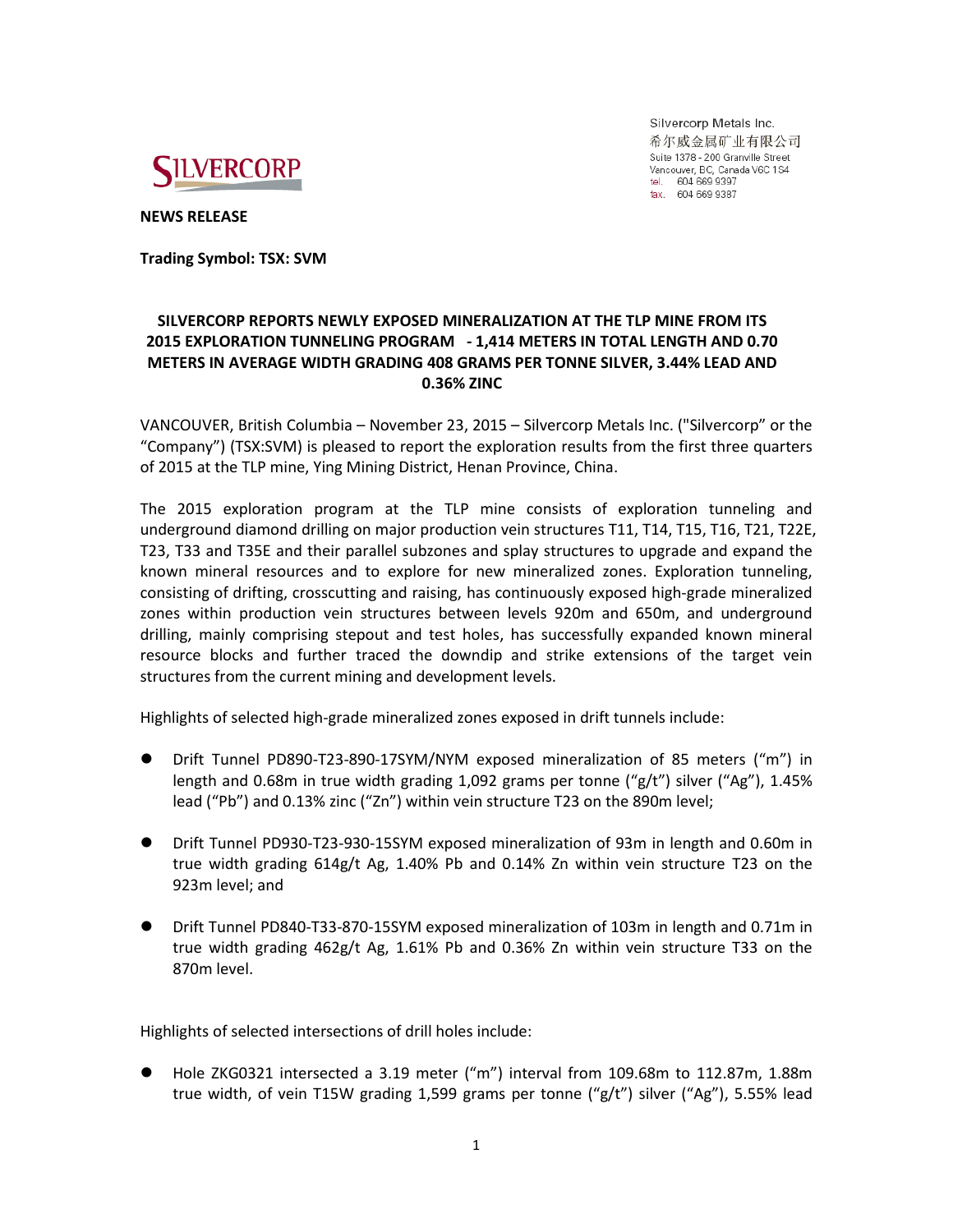Silvercorp Metals Inc.
希尔威金属矿业有限公司
Suite 1378 - 200 Granville Street
Vancouver, BC, Canada V6C 1S4
tel. 604 669 9397
fax. 604 669 9387

**SILVERCORP**

**NEWS RELEASE**

**Trading Symbol: TSX: SVM**

## SILVERCORP REPORTS NEWLY EXPOSED MINERALIZATION AT THE TLP MINE FROM ITS 2015 EXPLORATION TUNNELING PROGRAM - 1,414 METERS IN TOTAL LENGTH AND 0.70 METERS IN AVERAGE WIDTH GRADING 408 GRAMS PER TONNE SILVER, 3.44% LEAD AND 0.36% ZINC

VANCOUVER, British Columbia – November 23, 2015 – Silvercorp Metals Inc. ("Silvercorp" or the "Company") (TSX:SVM) is pleased to report the exploration results from the first three quarters of 2015 at the TLP mine, Ying Mining District, Henan Province, China.

The 2015 exploration program at the TLP mine consists of exploration tunneling and underground diamond drilling on major production vein structures T11, T14, T15, T16, T21, T22E, T23, T33 and T35E and their parallel subzones and splay structures to upgrade and expand the known mineral resources and to explore for new mineralized zones. Exploration tunneling, consisting of drifting, crosscutting and raising, has continuously exposed high-grade mineralized zones within production vein structures between levels 920m and 650m, and underground drilling, mainly comprising stepout and test holes, has successfully expanded known mineral resource blocks and further traced the downdip and strike extensions of the target vein structures from the current mining and development levels.

Highlights of selected high-grade mineralized zones exposed in drift tunnels include:

- Drift Tunnel PD890-T23-890-17SYM/NYM exposed mineralization of 85 meters ("m") in length and 0.68m in true width grading 1,092 grams per tonne ("g/t") silver ("Ag"), 1.45% lead ("Pb") and 0.13% zinc ("Zn") within vein structure T23 on the 890m level;

- Drift Tunnel PD930-T23-930-15SYM exposed mineralization of 93m in length and 0.60m in true width grading 614g/t Ag, 1.40% Pb and 0.14% Zn within vein structure T23 on the 923m level; and

- Drift Tunnel PD840-T33-870-15SYM exposed mineralization of 103m in length and 0.71m in true width grading 462g/t Ag, 1.61% Pb and 0.36% Zn within vein structure T33 on the 870m level.

Highlights of selected intersections of drill holes include:

- Hole ZKG0321 intersected a 3.19 meter ("m") interval from 109.68m to 112.87m, 1.88m true width, of vein T15W grading 1,599 grams per tonne ("g/t") silver ("Ag"), 5.55% lead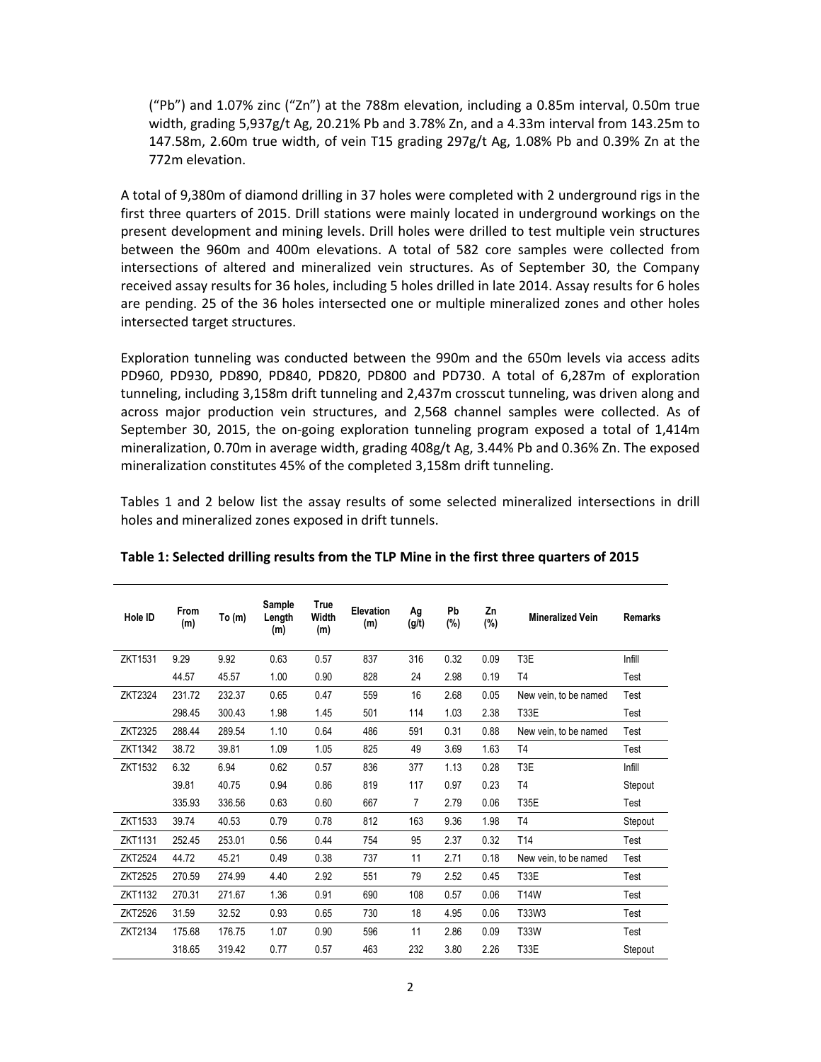("Pb") and 1.07% zinc ("Zn") at the 788m elevation, including a 0.85m interval, 0.50m true width, grading 5,937g/t Ag, 20.21% Pb and 3.78% Zn, and a 4.33m interval from 143.25m to 147.58m, 2.60m true width, of vein T15 grading 297g/t Ag, 1.08% Pb and 0.39% Zn at the 772m elevation.

A total of 9,380m of diamond drilling in 37 holes were completed with 2 underground rigs in the first three quarters of 2015. Drill stations were mainly located in underground workings on the present development and mining levels. Drill holes were drilled to test multiple vein structures between the 960m and 400m elevations. A total of 582 core samples were collected from intersections of altered and mineralized vein structures. As of September 30, the Company received assay results for 36 holes, including 5 holes drilled in late 2014. Assay results for 6 holes are pending. 25 of the 36 holes intersected one or multiple mineralized zones and other holes intersected target structures.

Exploration tunneling was conducted between the 990m and the 650m levels via access adits PD960, PD930, PD890, PD840, PD820, PD800 and PD730. A total of 6,287m of exploration tunneling, including 3,158m drift tunneling and 2,437m crosscut tunneling, was driven along and across major production vein structures, and 2,568 channel samples were collected. As of September 30, 2015, the on-going exploration tunneling program exposed a total of 1,414m mineralization, 0.70m in average width, grading 408g/t Ag, 3.44% Pb and 0.36% Zn. The exposed mineralization constitutes 45% of the completed 3,158m drift tunneling.

Tables 1 and 2 below list the assay results of some selected mineralized intersections in drill holes and mineralized zones exposed in drift tunnels.

**Table 1: Selected drilling results from the TLP Mine in the first three quarters of 2015**

| Hole ID | From (m) | To (m) | Sample Length (m) | True Width (m) | Elevation (m) | Ag (g/t) | Pb (%) | Zn (%) | Mineralized Vein | Remarks |
|---|---|---|---|---|---|---|---|---|---|---|
| ZKT1531 | 9.29 | 9.92 | 0.63 | 0.57 | 837 | 316 | 0.32 | 0.09 | T3E | Infill |
| | 44.57 | 45.57 | 1.00 | 0.90 | 828 | 24 | 2.98 | 0.19 | T4 | Test |
| ZKT2324 | 231.72 | 232.37 | 0.65 | 0.47 | 559 | 16 | 2.68 | 0.05 | New vein, to be named | Test |
| | 298.45 | 300.43 | 1.98 | 1.45 | 501 | 114 | 1.03 | 2.38 | T33E | Test |
| ZKT2325 | 288.44 | 289.54 | 1.10 | 0.64 | 486 | 591 | 0.31 | 0.88 | New vein, to be named | Test |
| ZKT1342 | 38.72 | 39.81 | 1.09 | 1.05 | 825 | 49 | 3.69 | 1.63 | T4 | Test |
| ZKT1532 | 6.32 | 6.94 | 0.62 | 0.57 | 836 | 377 | 1.13 | 0.28 | T3E | Infill |
| | 39.81 | 40.75 | 0.94 | 0.86 | 819 | 117 | 0.97 | 0.23 | T4 | Stepout |
| | 335.93 | 336.56 | 0.63 | 0.60 | 667 | 7 | 2.79 | 0.06 | T35E | Test |
| ZKT1533 | 39.74 | 40.53 | 0.79 | 0.78 | 812 | 163 | 9.36 | 1.98 | T4 | Stepout |
| ZKT1131 | 252.45 | 253.01 | 0.56 | 0.44 | 754 | 95 | 2.37 | 0.32 | T14 | Test |
| ZKT2524 | 44.72 | 45.21 | 0.49 | 0.38 | 737 | 11 | 2.71 | 0.18 | New vein, to be named | Test |
| ZKT2525 | 270.59 | 274.99 | 4.40 | 2.92 | 551 | 79 | 2.52 | 0.45 | T33E | Test |
| ZKT1132 | 270.31 | 271.67 | 1.36 | 0.91 | 690 | 108 | 0.57 | 0.06 | T14W | Test |
| ZKT2526 | 31.59 | 32.52 | 0.93 | 0.65 | 730 | 18 | 4.95 | 0.06 | T33W3 | Test |
| ZKT2134 | 175.68 | 176.75 | 1.07 | 0.90 | 596 | 11 | 2.86 | 0.09 | T33W | Test |
| | 318.65 | 319.42 | 0.77 | 0.57 | 463 | 232 | 3.80 | 2.26 | T33E | Stepout |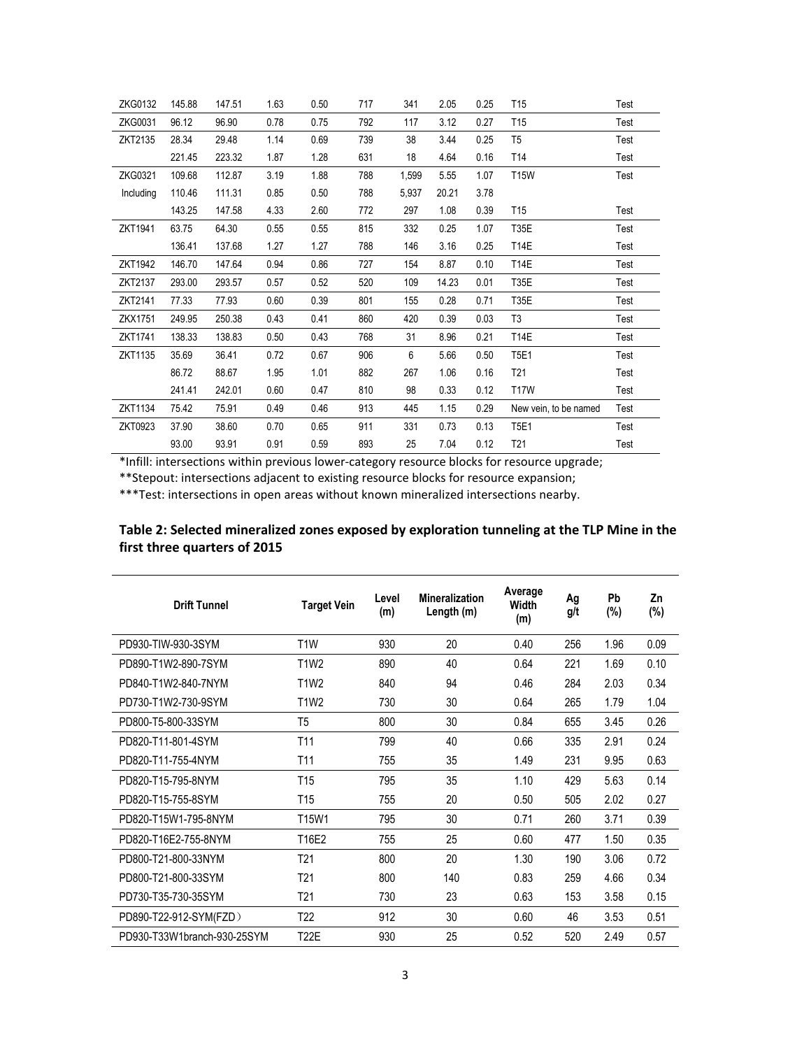| | | | | | | | | | | |
|---|---|---|---|---|---|---|---|---|---|---|
| ZKG0132 | 145.88 | 147.51 | 1.63 | 0.50 | 717 | 341 | 2.05 | 0.25 | T15 | Test |
| ZKG0031 | 96.12 | 96.90 | 0.78 | 0.75 | 792 | 117 | 3.12 | 0.27 | T15 | Test |
| ZKT2135 | 28.34 | 29.48 | 1.14 | 0.69 | 739 | 38 | 3.44 | 0.25 | T5 | Test |
| | 221.45 | 223.32 | 1.87 | 1.28 | 631 | 18 | 4.64 | 0.16 | T14 | Test |
| ZKG0321 | 109.68 | 112.87 | 3.19 | 1.88 | 788 | 1,599 | 5.55 | 1.07 | T15W | Test |
| Including | 110.46 | 111.31 | 0.85 | 0.50 | 788 | 5,937 | 20.21 | 3.78 | | |
| | 143.25 | 147.58 | 4.33 | 2.60 | 772 | 297 | 1.08 | 0.39 | T15 | Test |
| ZKT1941 | 63.75 | 64.30 | 0.55 | 0.55 | 815 | 332 | 0.25 | 1.07 | T35E | Test |
| | 136.41 | 137.68 | 1.27 | 1.27 | 788 | 146 | 3.16 | 0.25 | T14E | Test |
| ZKT1942 | 146.70 | 147.64 | 0.94 | 0.86 | 727 | 154 | 8.87 | 0.10 | T14E | Test |
| ZKT2137 | 293.00 | 293.57 | 0.57 | 0.52 | 520 | 109 | 14.23 | 0.01 | T35E | Test |
| ZKT2141 | 77.33 | 77.93 | 0.60 | 0.39 | 801 | 155 | 0.28 | 0.71 | T35E | Test |
| ZKX1751 | 249.95 | 250.38 | 0.43 | 0.41 | 860 | 420 | 0.39 | 0.03 | T3 | Test |
| ZKT1741 | 138.33 | 138.83 | 0.50 | 0.43 | 768 | 31 | 8.96 | 0.21 | T14E | Test |
| ZKT1135 | 35.69 | 36.41 | 0.72 | 0.67 | 906 | 6 | 5.66 | 0.50 | T5E1 | Test |
| | 86.72 | 88.67 | 1.95 | 1.01 | 882 | 267 | 1.06 | 0.16 | T21 | Test |
| | 241.41 | 242.01 | 0.60 | 0.47 | 810 | 98 | 0.33 | 0.12 | T17W | Test |
| ZKT1134 | 75.42 | 75.91 | 0.49 | 0.46 | 913 | 445 | 1.15 | 0.29 | New vein, to be named | Test |
| ZKT0923 | 37.90 | 38.60 | 0.70 | 0.65 | 911 | 331 | 0.73 | 0.13 | T5E1 | Test |
| | 93.00 | 93.91 | 0.91 | 0.59 | 893 | 25 | 7.04 | 0.12 | T21 | Test |

*Infill: intersections within previous lower-category resource blocks for resource upgrade;

**Stepout: intersections adjacent to existing resource blocks for resource expansion;

***Test: intersections in open areas without known mineralized intersections nearby.

### Table 2: Selected mineralized zones exposed by exploration tunneling at the TLP Mine in the first three quarters of 2015

| Drift Tunnel | Target Vein | Level (m) | Mineralization Length (m) | Average Width (m) | Ag g/t | Pb (%) | Zn (%) |
|---|---|---|---|---|---|---|---|
| PD930-TIW-930-3SYM | T1W | 930 | 20 | 0.40 | 256 | 1.96 | 0.09 |
| PD890-T1W2-890-7SYM | T1W2 | 890 | 40 | 0.64 | 221 | 1.69 | 0.10 |
| PD840-T1W2-840-7NYM | T1W2 | 840 | 94 | 0.46 | 284 | 2.03 | 0.34 |
| PD730-T1W2-730-9SYM | T1W2 | 730 | 30 | 0.64 | 265 | 1.79 | 1.04 |
| PD800-T5-800-33SYM | T5 | 800 | 30 | 0.84 | 655 | 3.45 | 0.26 |
| PD820-T11-801-4SYM | T11 | 799 | 40 | 0.66 | 335 | 2.91 | 0.24 |
| PD820-T11-755-4NYM | T11 | 755 | 35 | 1.49 | 231 | 9.95 | 0.63 |
| PD820-T15-795-8NYM | T15 | 795 | 35 | 1.10 | 429 | 5.63 | 0.14 |
| PD820-T15-755-8SYM | T15 | 755 | 20 | 0.50 | 505 | 2.02 | 0.27 |
| PD820-T15W1-795-8NYM | T15W1 | 795 | 30 | 0.71 | 260 | 3.71 | 0.39 |
| PD820-T16E2-755-8NYM | T16E2 | 755 | 25 | 0.60 | 477 | 1.50 | 0.35 |
| PD800-T21-800-33NYM | T21 | 800 | 20 | 1.30 | 190 | 3.06 | 0.72 |
| PD800-T21-800-33SYM | T21 | 800 | 140 | 0.83 | 259 | 4.66 | 0.34 |
| PD730-T35-730-35SYM | T21 | 730 | 23 | 0.63 | 153 | 3.58 | 0.15 |
| PD890-T22-912-SYM(FZD） | T22 | 912 | 30 | 0.60 | 46 | 3.53 | 0.51 |
| PD930-T33W1branch-930-25SYM | T22E | 930 | 25 | 0.52 | 520 | 2.49 | 0.57 |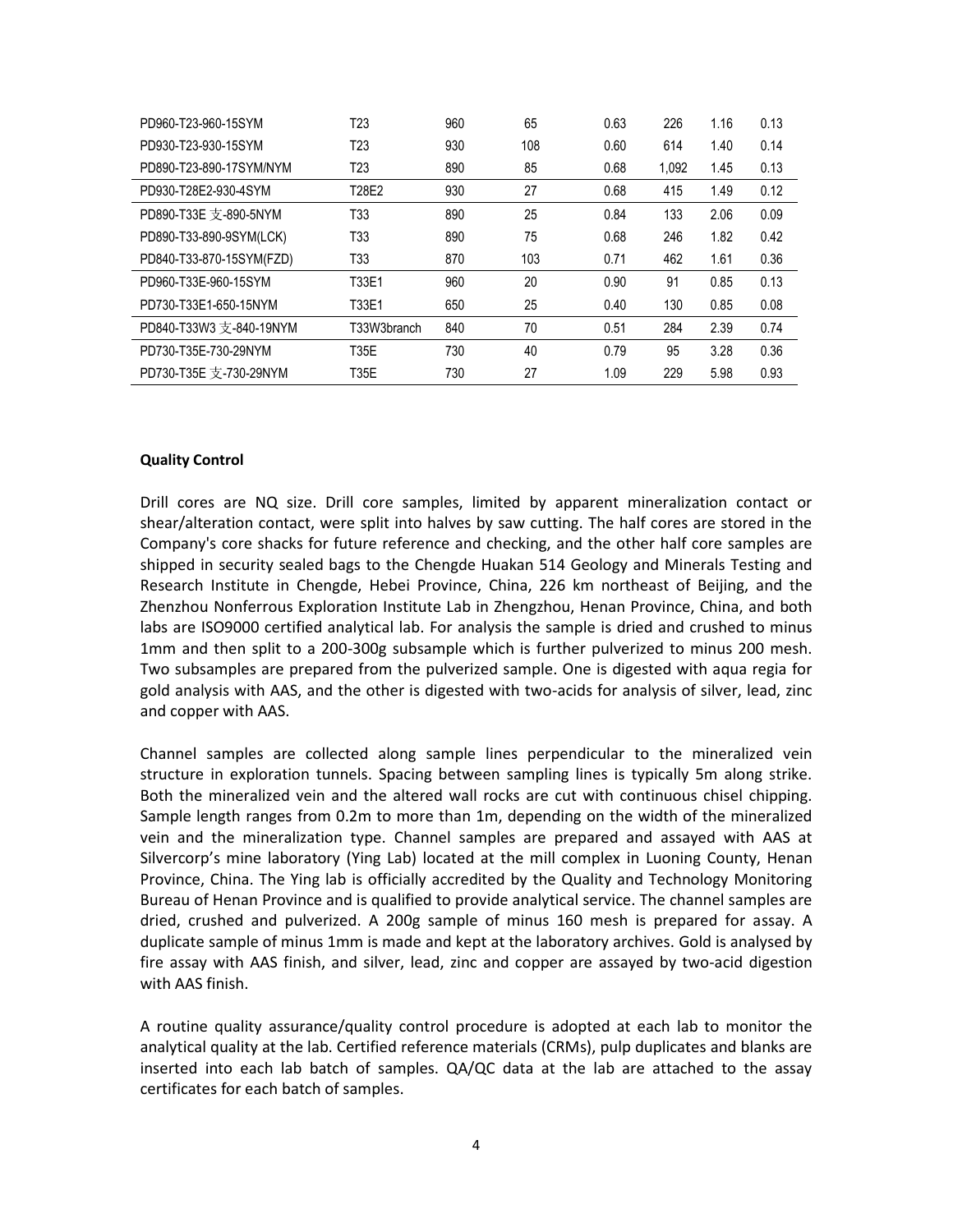| | | | | | | | |
|---|---|---|---|---|---|---|---|
| PD960-T23-960-15SYM | T23 | 960 | 65 | 0.63 | 226 | 1.16 | 0.13 |
| PD930-T23-930-15SYM | T23 | 930 | 108 | 0.60 | 614 | 1.40 | 0.14 |
| PD890-T23-890-17SYM/NYM | T23 | 890 | 85 | 0.68 | 1,092 | 1.45 | 0.13 |
| PD930-T28E2-930-4SYM | T28E2 | 930 | 27 | 0.68 | 415 | 1.49 | 0.12 |
| PD890-T33E 支-890-5NYM | T33 | 890 | 25 | 0.84 | 133 | 2.06 | 0.09 |
| PD890-T33-890-9SYM(LCK) | T33 | 890 | 75 | 0.68 | 246 | 1.82 | 0.42 |
| PD840-T33-870-15SYM(FZD) | T33 | 870 | 103 | 0.71 | 462 | 1.61 | 0.36 |
| PD960-T33E-960-15SYM | T33E1 | 960 | 20 | 0.90 | 91 | 0.85 | 0.13 |
| PD730-T33E1-650-15NYM | T33E1 | 650 | 25 | 0.40 | 130 | 0.85 | 0.08 |
| PD840-T33W3 支-840-19NYM | T33W3branch | 840 | 70 | 0.51 | 284 | 2.39 | 0.74 |
| PD730-T35E-730-29NYM | T35E | 730 | 40 | 0.79 | 95 | 3.28 | 0.36 |
| PD730-T35E 支-730-29NYM | T35E | 730 | 27 | 1.09 | 229 | 5.98 | 0.93 |

**Quality Control**

Drill cores are NQ size. Drill core samples, limited by apparent mineralization contact or shear/alteration contact, were split into halves by saw cutting. The half cores are stored in the Company's core shacks for future reference and checking, and the other half core samples are shipped in security sealed bags to the Chengde Huakan 514 Geology and Minerals Testing and Research Institute in Chengde, Hebei Province, China, 226 km northeast of Beijing, and the Zhenzhou Nonferrous Exploration Institute Lab in Zhengzhou, Henan Province, China, and both labs are ISO9000 certified analytical lab. For analysis the sample is dried and crushed to minus 1mm and then split to a 200-300g subsample which is further pulverized to minus 200 mesh. Two subsamples are prepared from the pulverized sample. One is digested with aqua regia for gold analysis with AAS, and the other is digested with two-acids for analysis of silver, lead, zinc and copper with AAS.

Channel samples are collected along sample lines perpendicular to the mineralized vein structure in exploration tunnels. Spacing between sampling lines is typically 5m along strike. Both the mineralized vein and the altered wall rocks are cut with continuous chisel chipping. Sample length ranges from 0.2m to more than 1m, depending on the width of the mineralized vein and the mineralization type. Channel samples are prepared and assayed with AAS at Silvercorp's mine laboratory (Ying Lab) located at the mill complex in Luoning County, Henan Province, China. The Ying lab is officially accredited by the Quality and Technology Monitoring Bureau of Henan Province and is qualified to provide analytical service. The channel samples are dried, crushed and pulverized. A 200g sample of minus 160 mesh is prepared for assay. A duplicate sample of minus 1mm is made and kept at the laboratory archives. Gold is analysed by fire assay with AAS finish, and silver, lead, zinc and copper are assayed by two-acid digestion with AAS finish.

A routine quality assurance/quality control procedure is adopted at each lab to monitor the analytical quality at the lab. Certified reference materials (CRMs), pulp duplicates and blanks are inserted into each lab batch of samples. QA/QC data at the lab are attached to the assay certificates for each batch of samples.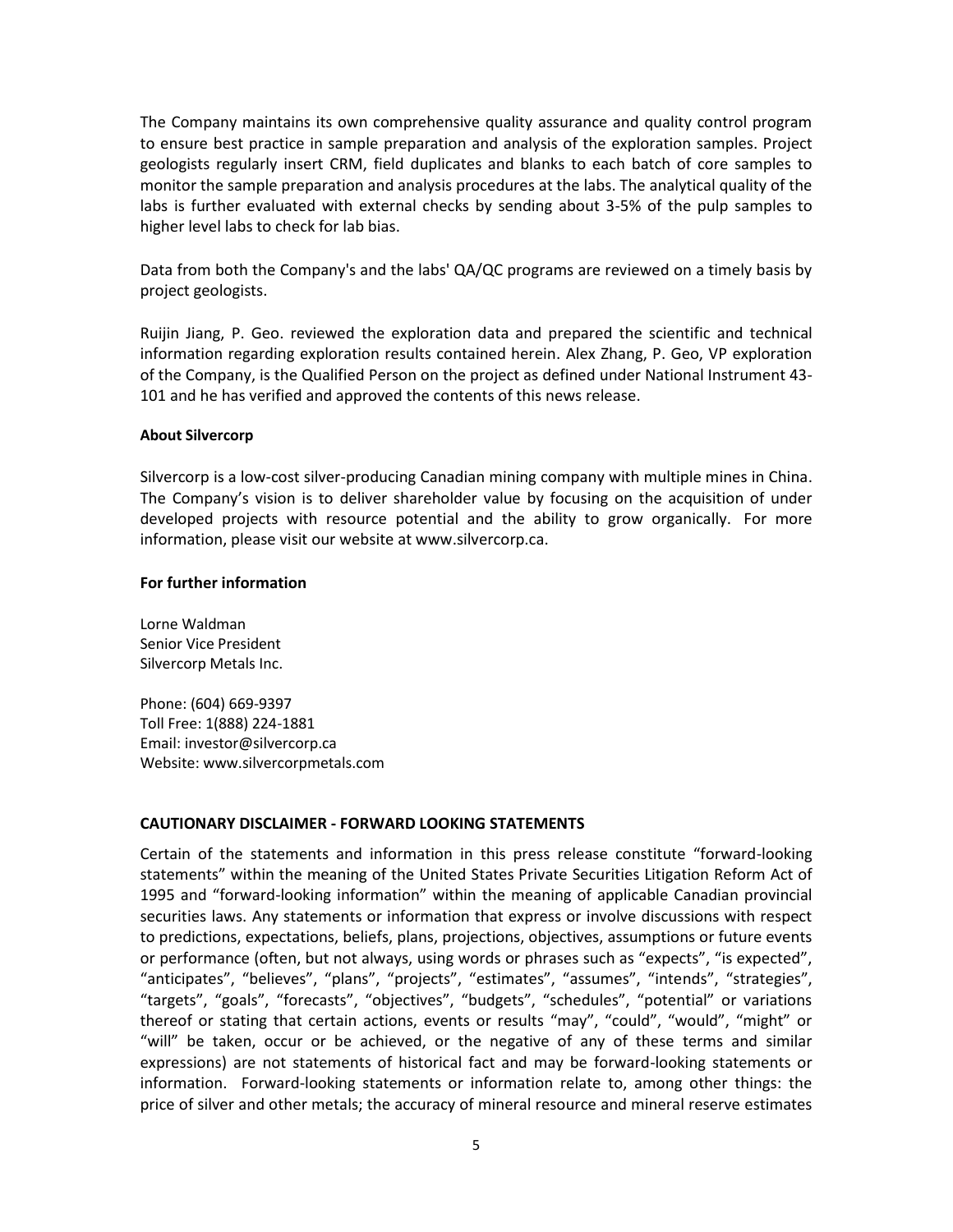The Company maintains its own comprehensive quality assurance and quality control program to ensure best practice in sample preparation and analysis of the exploration samples. Project geologists regularly insert CRM, field duplicates and blanks to each batch of core samples to monitor the sample preparation and analysis procedures at the labs. The analytical quality of the labs is further evaluated with external checks by sending about 3-5% of the pulp samples to higher level labs to check for lab bias.

Data from both the Company's and the labs' QA/QC programs are reviewed on a timely basis by project geologists.

Ruijin Jiang, P. Geo. reviewed the exploration data and prepared the scientific and technical information regarding exploration results contained herein. Alex Zhang, P. Geo, VP exploration of the Company, is the Qualified Person on the project as defined under National Instrument 43-101 and he has verified and approved the contents of this news release.

**About Silvercorp**

Silvercorp is a low-cost silver-producing Canadian mining company with multiple mines in China. The Company's vision is to deliver shareholder value by focusing on the acquisition of under developed projects with resource potential and the ability to grow organically. For more information, please visit our website at www.silvercorp.ca.

**For further information**

Lorne Waldman
Senior Vice President
Silvercorp Metals Inc.

Phone: (604) 669-9397
Toll Free: 1(888) 224-1881
Email: investor@silvercorp.ca
Website: www.silvercorpmetals.com

**CAUTIONARY DISCLAIMER - FORWARD LOOKING STATEMENTS**

Certain of the statements and information in this press release constitute "forward-looking statements" within the meaning of the United States Private Securities Litigation Reform Act of 1995 and "forward-looking information" within the meaning of applicable Canadian provincial securities laws. Any statements or information that express or involve discussions with respect to predictions, expectations, beliefs, plans, projections, objectives, assumptions or future events or performance (often, but not always, using words or phrases such as "expects", "is expected", "anticipates", "believes", "plans", "projects", "estimates", "assumes", "intends", "strategies", "targets", "goals", "forecasts", "objectives", "budgets", "schedules", "potential" or variations thereof or stating that certain actions, events or results "may", "could", "would", "might" or "will" be taken, occur or be achieved, or the negative of any of these terms and similar expressions) are not statements of historical fact and may be forward-looking statements or information. Forward-looking statements or information relate to, among other things: the price of silver and other metals; the accuracy of mineral resource and mineral reserve estimates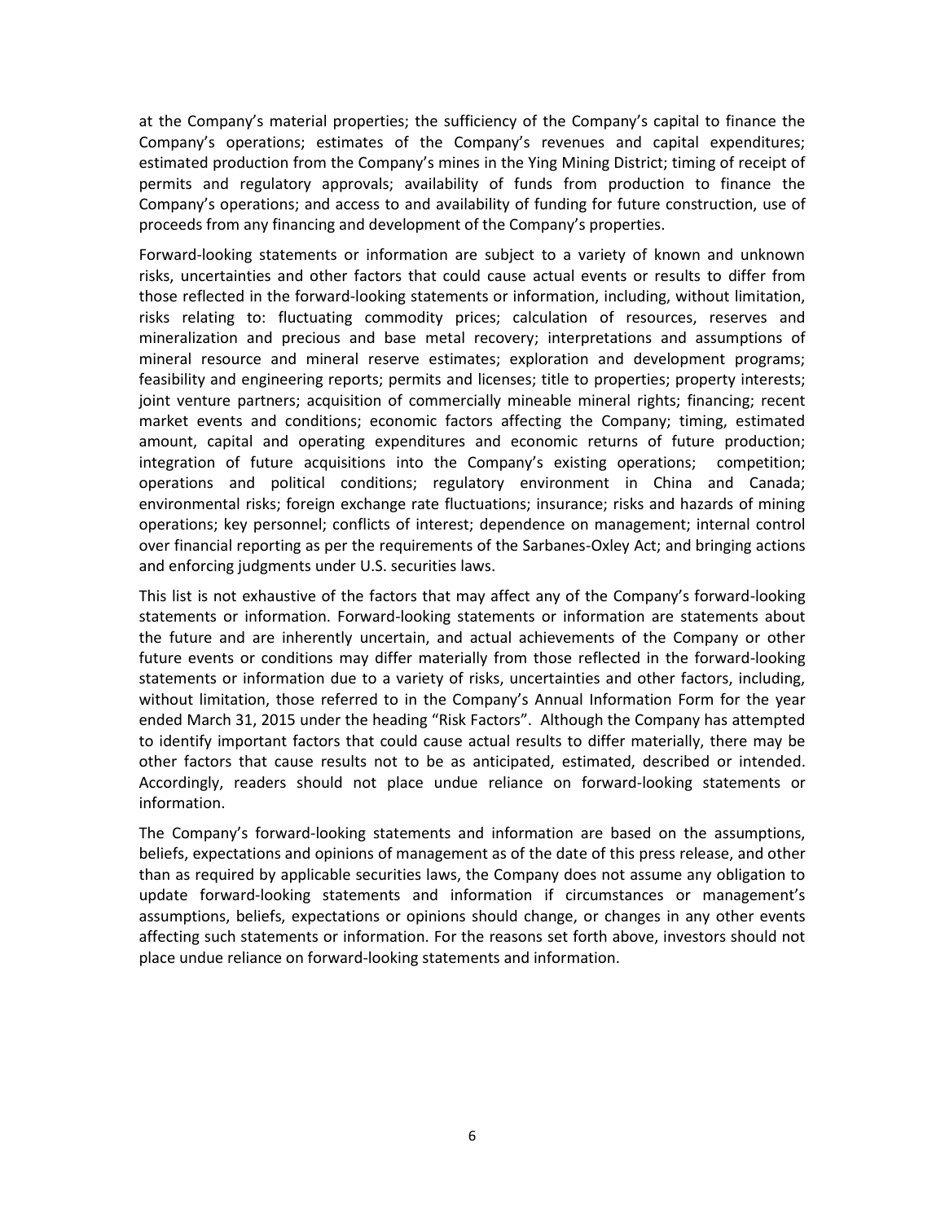at the Company's material properties; the sufficiency of the Company's capital to finance the Company's operations; estimates of the Company's revenues and capital expenditures; estimated production from the Company's mines in the Ying Mining District; timing of receipt of permits and regulatory approvals; availability of funds from production to finance the Company's operations; and access to and availability of funding for future construction, use of proceeds from any financing and development of the Company's properties.

Forward-looking statements or information are subject to a variety of known and unknown risks, uncertainties and other factors that could cause actual events or results to differ from those reflected in the forward-looking statements or information, including, without limitation, risks relating to: fluctuating commodity prices; calculation of resources, reserves and mineralization and precious and base metal recovery; interpretations and assumptions of mineral resource and mineral reserve estimates; exploration and development programs; feasibility and engineering reports; permits and licenses; title to properties; property interests; joint venture partners; acquisition of commercially mineable mineral rights; financing; recent market events and conditions; economic factors affecting the Company; timing, estimated amount, capital and operating expenditures and economic returns of future production; integration of future acquisitions into the Company's existing operations; competition; operations and political conditions; regulatory environment in China and Canada; environmental risks; foreign exchange rate fluctuations; insurance; risks and hazards of mining operations; key personnel; conflicts of interest; dependence on management; internal control over financial reporting as per the requirements of the Sarbanes-Oxley Act; and bringing actions and enforcing judgments under U.S. securities laws.

This list is not exhaustive of the factors that may affect any of the Company's forward-looking statements or information. Forward-looking statements or information are statements about the future and are inherently uncertain, and actual achievements of the Company or other future events or conditions may differ materially from those reflected in the forward-looking statements or information due to a variety of risks, uncertainties and other factors, including, without limitation, those referred to in the Company's Annual Information Form for the year ended March 31, 2015 under the heading "Risk Factors". Although the Company has attempted to identify important factors that could cause actual results to differ materially, there may be other factors that cause results not to be as anticipated, estimated, described or intended. Accordingly, readers should not place undue reliance on forward-looking statements or information.

The Company's forward-looking statements and information are based on the assumptions, beliefs, expectations and opinions of management as of the date of this press release, and other than as required by applicable securities laws, the Company does not assume any obligation to update forward-looking statements and information if circumstances or management's assumptions, beliefs, expectations or opinions should change, or changes in any other events affecting such statements or information. For the reasons set forth above, investors should not place undue reliance on forward-looking statements and information.